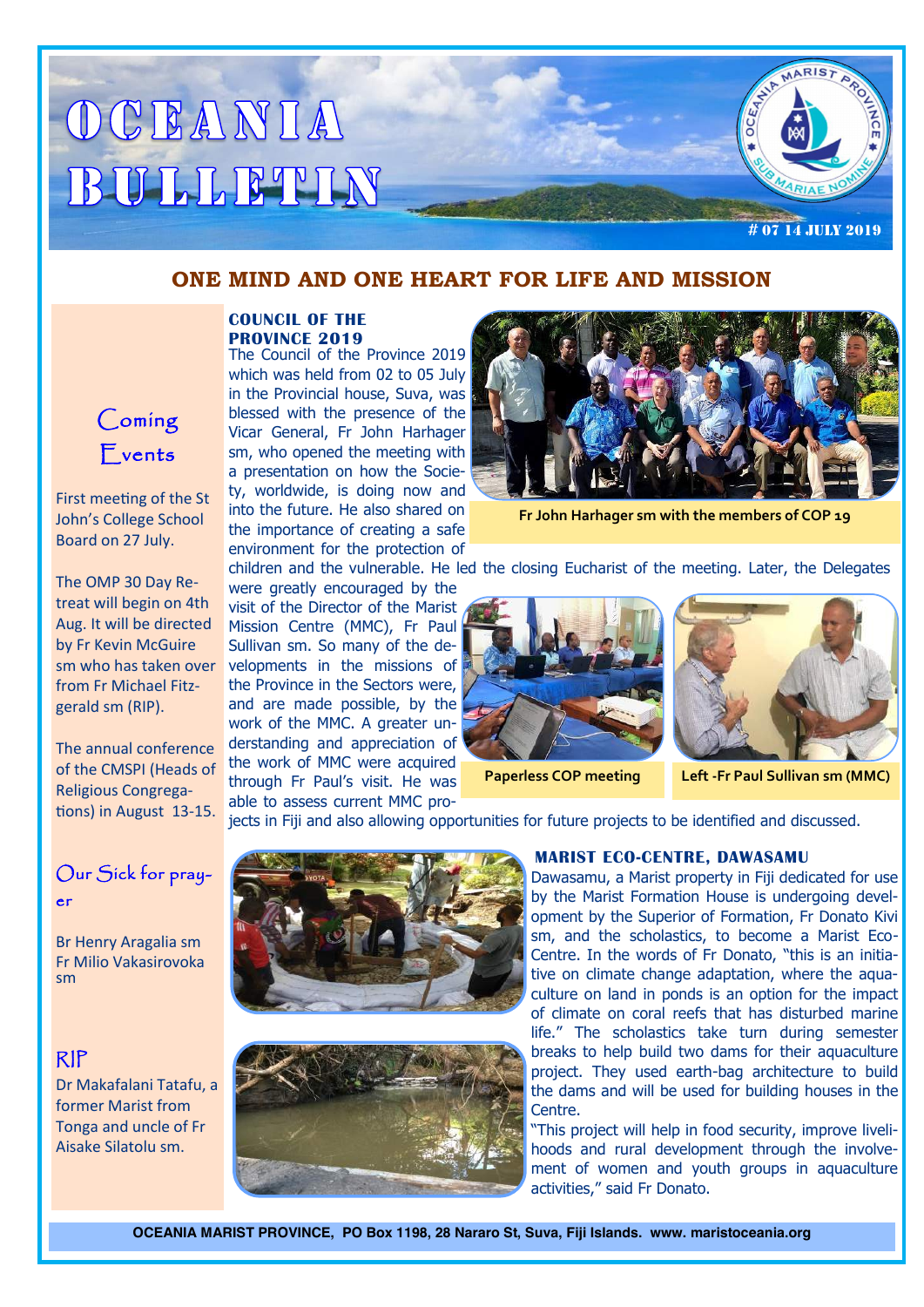# OCEANIA BULLETIN

# 07 14 JULY 2019

## ONE MIND AND ONE HEART FOR LIFE AND MISSION

### COUNCIL OF THE PROVINCE 2019

The Council of the Province 2019 which was held from 02 to 05 July in the Provincial house, Suva, was blessed with the presence of the Vicar General, Fr John Harhager sm, who opened the meeting with a presentation on how the Society, worldwide, is doing now and into the future. He also shared on the importance of creating a safe environment for the protection of children and the vulnerable. He led the closing Eucharist of the meeting. Later, the Delegates were greatly encouraged by the visit of the Director of the Marist Mission Centre (MMC), Fr Paul Sullivan sm. So many of the developments in the missions of the Province in the Sectors were, and are made possible, by the work of the MMC. A greater understanding and appreciation of the work of MMC were acquired through Fr Paul's visit. He was able to assess current MMC projects in Fiji and also allowing opportunities for future projects to be identified and discussed.

Fr John Harhager sm with the members of COP 19

Paperless COP meeting

Left -Fr Paul Sullivan sm (MMC)

### MARIST ECO-CENTRE, DAWASAMU

Dawasamu, a Marist property in Fiji dedicated for use by the Marist Formation House is undergoing development by the Superior of Formation, Fr Donato Kivi sm, and the scholastics, to become a Marist Eco-Centre. In the words of Fr Donato, "this is an initiative on climate change adaptation, where the aquaculture on land in ponds is an option for the impact of climate on coral reefs that has disturbed marine life." The scholastics take turn during semester breaks to help build two dams for their aquaculture project. They used earth-bag architecture to build the dams and will be used for building houses in the Centre.

"This project will help in food security, improve livelihoods and rural development through the involvement of women and youth groups in aquaculture activities," said Fr Donato.

## Coming Events

First meeting of the St John's College School Board on 27 July.

The OMP 30 Day Retreat will begin on 4th Aug. It will be directed by Fr Kevin McGuire sm who has taken over from Fr Michael Fitzgerald sm (RIP).

The annual conference of the CMSPI (Heads of Religious Congregations) in August 13-15.

## Our Sick for prayer

Br Henry Aragalia sm
Fr Milio Vakasirovoka sm

## RIP

Dr Makafalani Tatafu, a former Marist from Tonga and uncle of Fr Aisake Silatolu sm.

OCEANIA MARIST PROVINCE, PO Box 1198, 28 Nararo St, Suva, Fiji Islands. www. maristoceania.org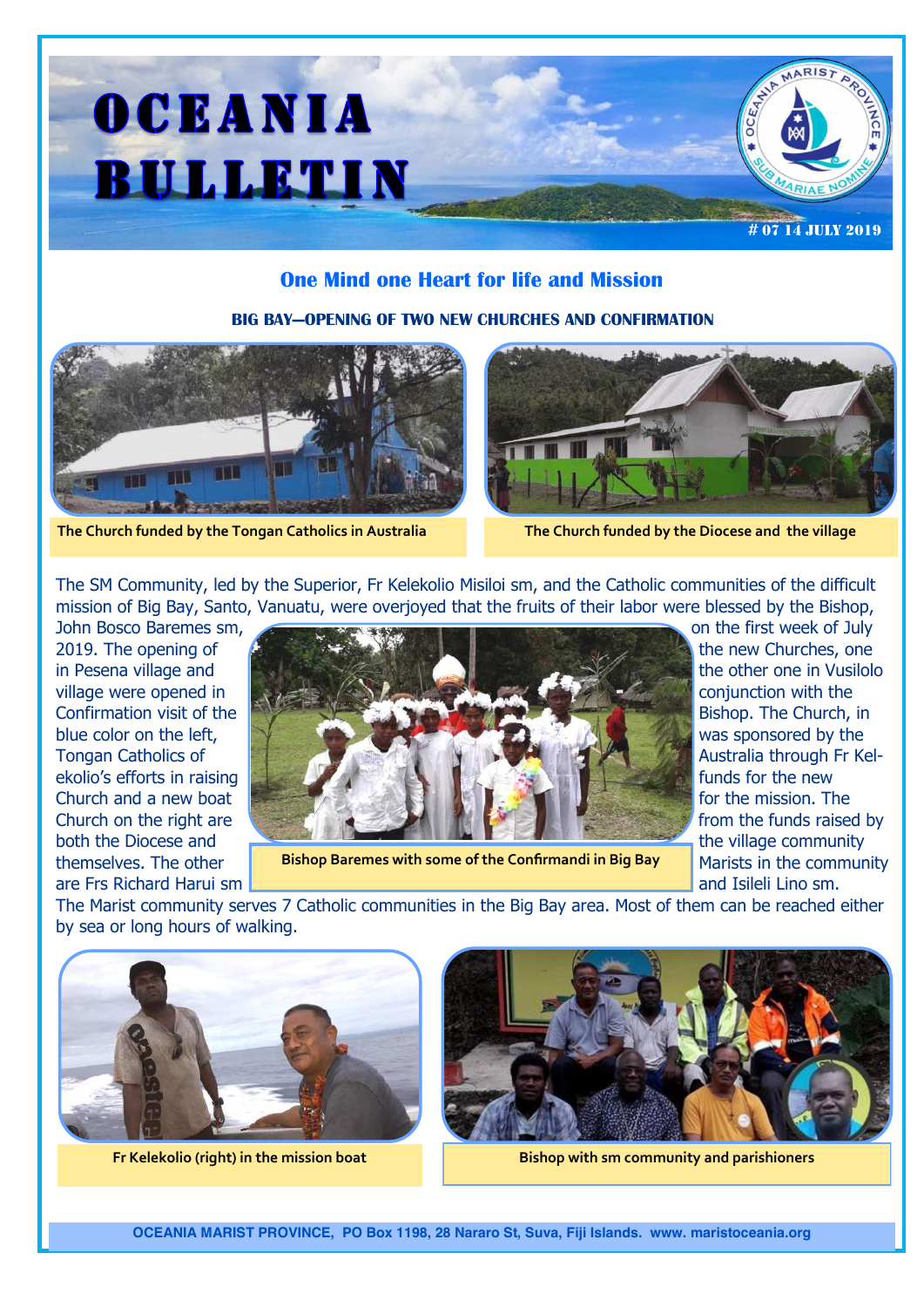# OCEANIA BULLETIN

# 07 14 JULY 2019

## One Mind one Heart for life and Mission

### BIG BAY—OPENING OF TWO NEW CHURCHES AND CONFIRMATION

**The Church funded by the Tongan Catholics in Australia**

**The Church funded by the Diocese and the village**

The SM Community, led by the Superior, Fr Kelekolio Misiloi sm, and the Catholic communities of the difficult mission of Big Bay, Santo, Vanuatu, were overjoyed that the fruits of their labor were blessed by the Bishop, John Bosco Baremes sm, on the first week of July 2019. The opening of the new Churches, one in Pesena village and the other one in Vusilolo village were opened in conjunction with the Confirmation visit of the Bishop. The Church, in blue color on the left, was sponsored by the Tongan Catholics of Australia through Fr Kelekolio's efforts in raising funds for the new Church and a new boat for the mission. The Church on the right are from the funds raised by both the Diocese and the village community themselves. The other Marists in the community are Frs Richard Harui sm and Isileli Lino sm.

**Bishop Baremes with some of the Confirmandi in Big Bay**

The Marist community serves 7 Catholic communities in the Big Bay area. Most of them can be reached either by sea or long hours of walking.

**Fr Kelekolio (right) in the mission boat**

**Bishop with sm community and parishioners**

OCEANIA MARIST PROVINCE, PO Box 1198, 28 Nararo St, Suva, Fiji Islands. www.maristoceania.org